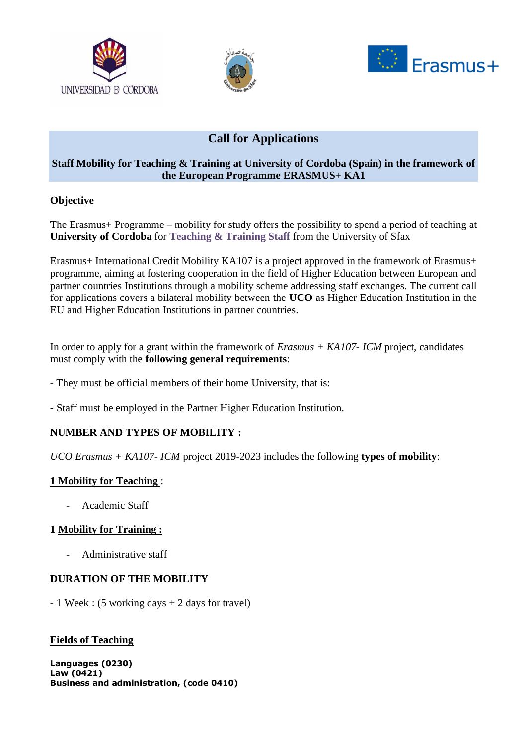# Call for Applications

**Staff Mobility for Teaching & Training at University of Cordoba (Spain) in the framework of the European Programme ERASMUS+ KA1**

## Objective

The Erasmus+ Programme – mobility for study offers the possibility to spend a period of teaching at **University of Cordoba** for **Teaching & Training Staff** from the University of Sfax

Erasmus+ International Credit Mobility KA107 is a project approved in the framework of Erasmus+ programme, aiming at fostering cooperation in the field of Higher Education between European and partner countries Institutions through a mobility scheme addressing staff exchanges. The current call for applications covers a bilateral mobility between the **UCO** as Higher Education Institution in the EU and Higher Education Institutions in partner countries.

In order to apply for a grant within the framework of *Erasmus + KA107- ICM* project, candidates must comply with the **following general requirements**:

- They must be official members of their home University, that is:

- Staff must be employed in the Partner Higher Education Institution.

## NUMBER AND TYPES OF MOBILITY :

*UCO Erasmus + KA107- ICM* project 2019-2023 includes the following **types of mobility**:

**1 Mobility for Teaching** :

- Academic Staff

**1 Mobility for Training :**

- Administrative staff

## DURATION OF THE MOBILITY

- 1 Week : (5 working days + 2 days for travel)

## Fields of Teaching

**Languages (0230)**
**Law (0421)**
**Business and administration, (code 0410)**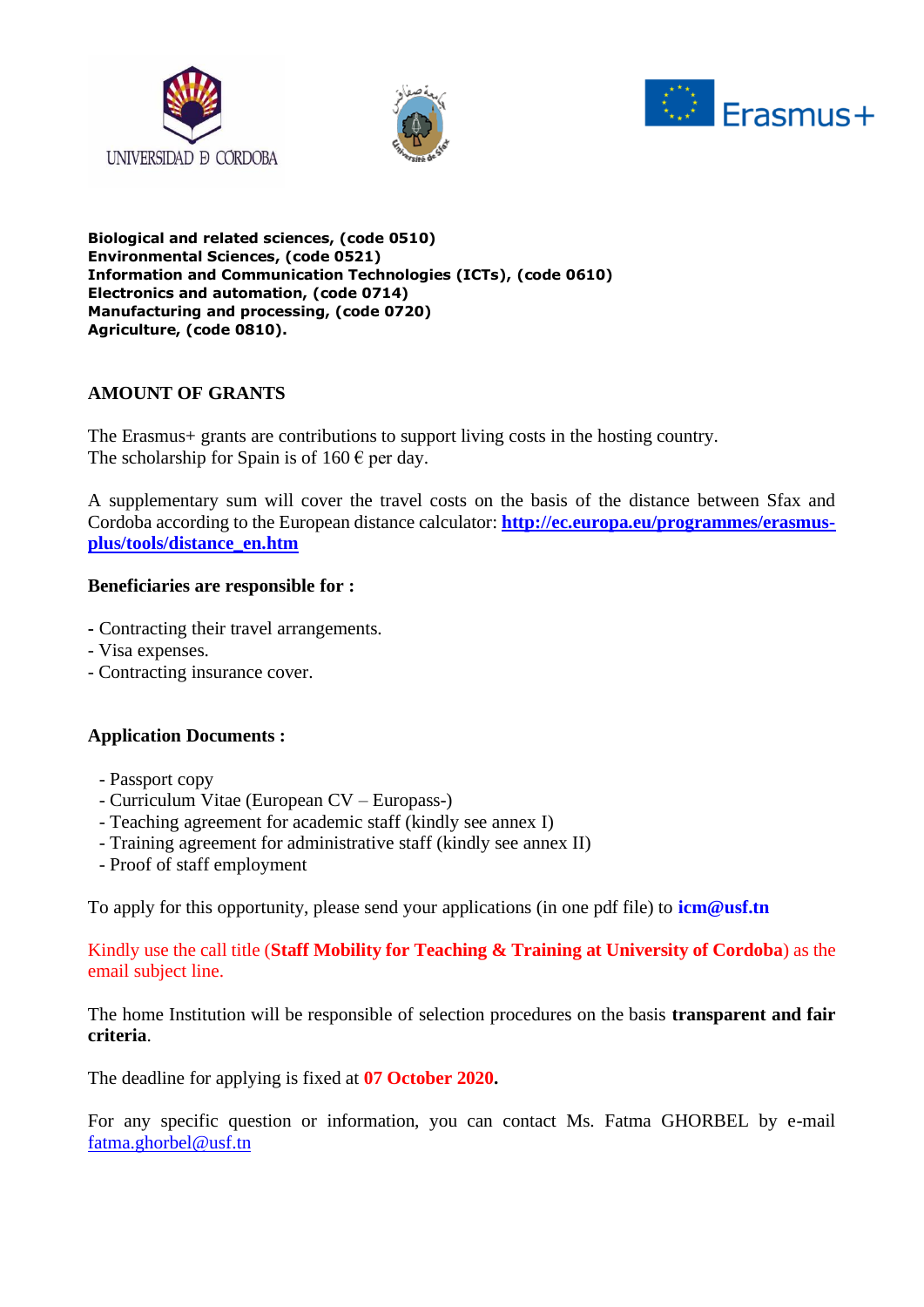**Biological and related sciences, (code 0510)**
**Environmental Sciences, (code 0521)**
**Information and Communication Technologies (ICTs), (code 0610)**
**Electronics and automation, (code 0714)**
**Manufacturing and processing, (code 0720)**
**Agriculture, (code 0810).**

## AMOUNT OF GRANTS

The Erasmus+ grants are contributions to support living costs in the hosting country.
The scholarship for Spain is of 160 € per day.

A supplementary sum will cover the travel costs on the basis of the distance between Sfax and Cordoba according to the European distance calculator: **http://ec.europa.eu/programmes/erasmus-plus/tools/distance_en.htm**

**Beneficiaries are responsible for :**

- Contracting their travel arrangements.
- Visa expenses.
- Contracting insurance cover.

**Application Documents :**

- Passport copy
- Curriculum Vitae (European CV – Europass-)
- Teaching agreement for academic staff (kindly see annex I)
- Training agreement for administrative staff (kindly see annex II)
- Proof of staff employment

To apply for this opportunity, please send your applications (in one pdf file) to **icm@usf.tn**

Kindly use the call title (**Staff Mobility for Teaching & Training at University of Cordoba**) as the email subject line.

The home Institution will be responsible of selection procedures on the basis **transparent and fair criteria**.

The deadline for applying is fixed at **07 October 2020.**

For any specific question or information, you can contact Ms. Fatma GHORBEL by e-mail fatma.ghorbel@usf.tn